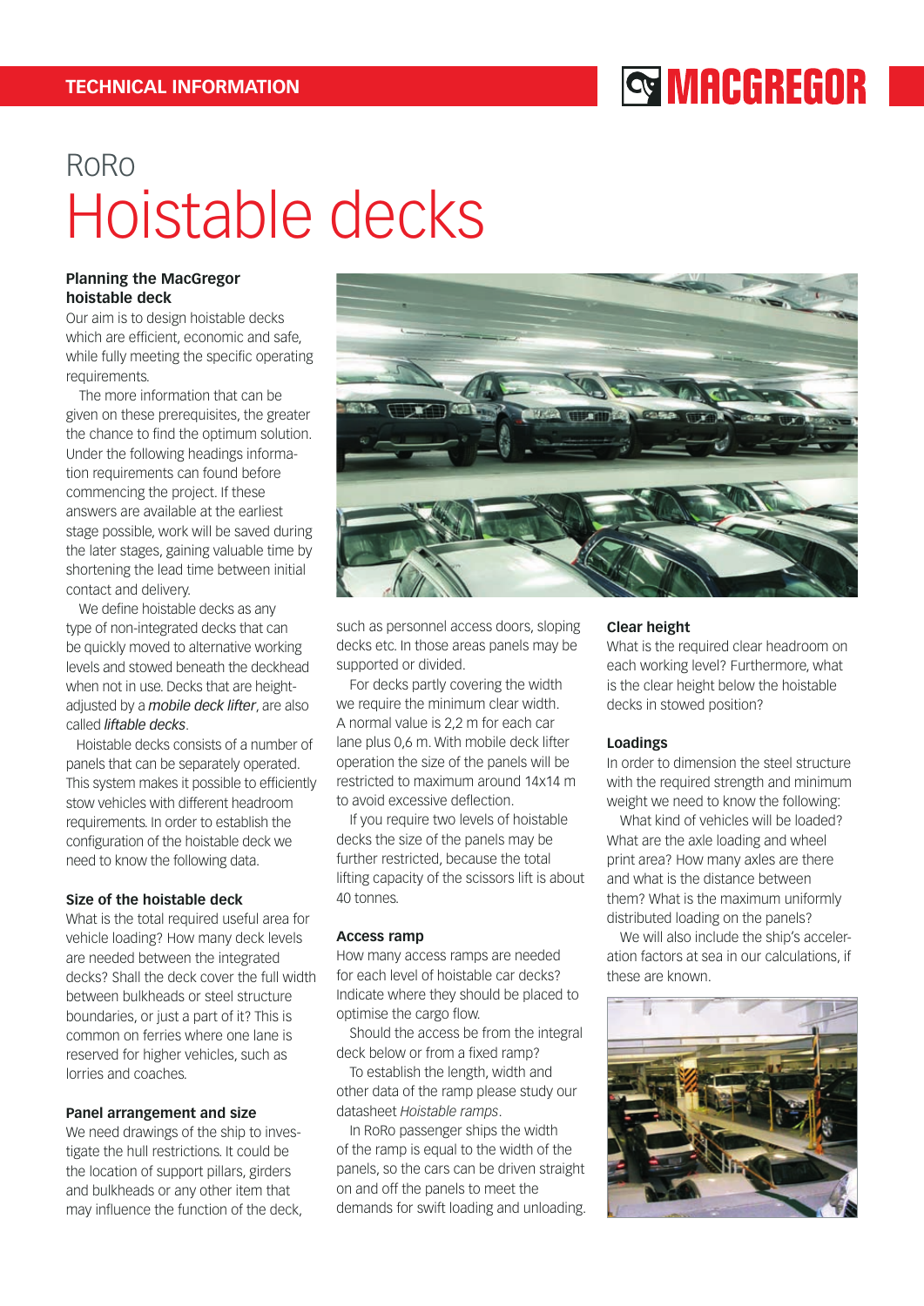# RoRo Hoistable decks

### Planning the MacGregor hoistable deck

Our aim is to design hoistable decks which are efficient, economic and safe, while fully meeting the specific operating requirements.

The more information that can be given on these prerequisites, the greater the chance to find the optimum solution. Under the following headings information requirements can found before commencing the project. If these answers are available at the earliest stage possible, work will be saved during the later stages, gaining valuable time by shortening the lead time between initial contact and delivery.

We define hoistable decks as any type of non-integrated decks that can be quickly moved to alternative working levels and stowed beneath the deckhead when not in use. Decks that are height-adjusted by a ***mobile deck lifter***, are also called *liftable decks*.

Hoistable decks consists of a number of panels that can be separately operated. This system makes it possible to efficiently stow vehicles with different headroom requirements. In order to establish the configuration of the hoistable deck we need to know the following data.

### Size of the hoistable deck

What is the total required useful area for vehicle loading? How many deck levels are needed between the integrated decks? Shall the deck cover the full width between bulkheads or steel structure boundaries, or just a part of it? This is common on ferries where one lane is reserved for higher vehicles, such as lorries and coaches.

### Panel arrangement and size

We need drawings of the ship to investigate the hull restrictions. It could be the location of support pillars, girders and bulkheads or any other item that may influence the function of the deck, such as personnel access doors, sloping decks etc. In those areas panels may be supported or divided.

For decks partly covering the width we require the minimum clear width. A normal value is 2,2 m for each car lane plus 0,6 m. With mobile deck lifter operation the size of the panels will be restricted to maximum around 14x14 m to avoid excessive deflection.

If you require two levels of hoistable decks the size of the panels may be further restricted, because the total lifting capacity of the scissors lift is about 40 tonnes.

### Access ramp

How many access ramps are needed for each level of hoistable car decks? Indicate where they should be placed to optimise the cargo flow.

Should the access be from the integral deck below or from a fixed ramp?

To establish the length, width and other data of the ramp please study our datasheet *Hoistable ramps*.

In RoRo passenger ships the width of the ramp is equal to the width of the panels, so the cars can be driven straight on and off the panels to meet the demands for swift loading and unloading.

### Clear height

What is the required clear headroom on each working level? Furthermore, what is the clear height below the hoistable decks in stowed position?

### Loadings

In order to dimension the steel structure with the required strength and minimum weight we need to know the following:

What kind of vehicles will be loaded? What are the axle loading and wheel print area? How many axles are there and what is the distance between them? What is the maximum uniformly distributed loading on the panels?

We will also include the ship's acceleration factors at sea in our calculations, if these are known.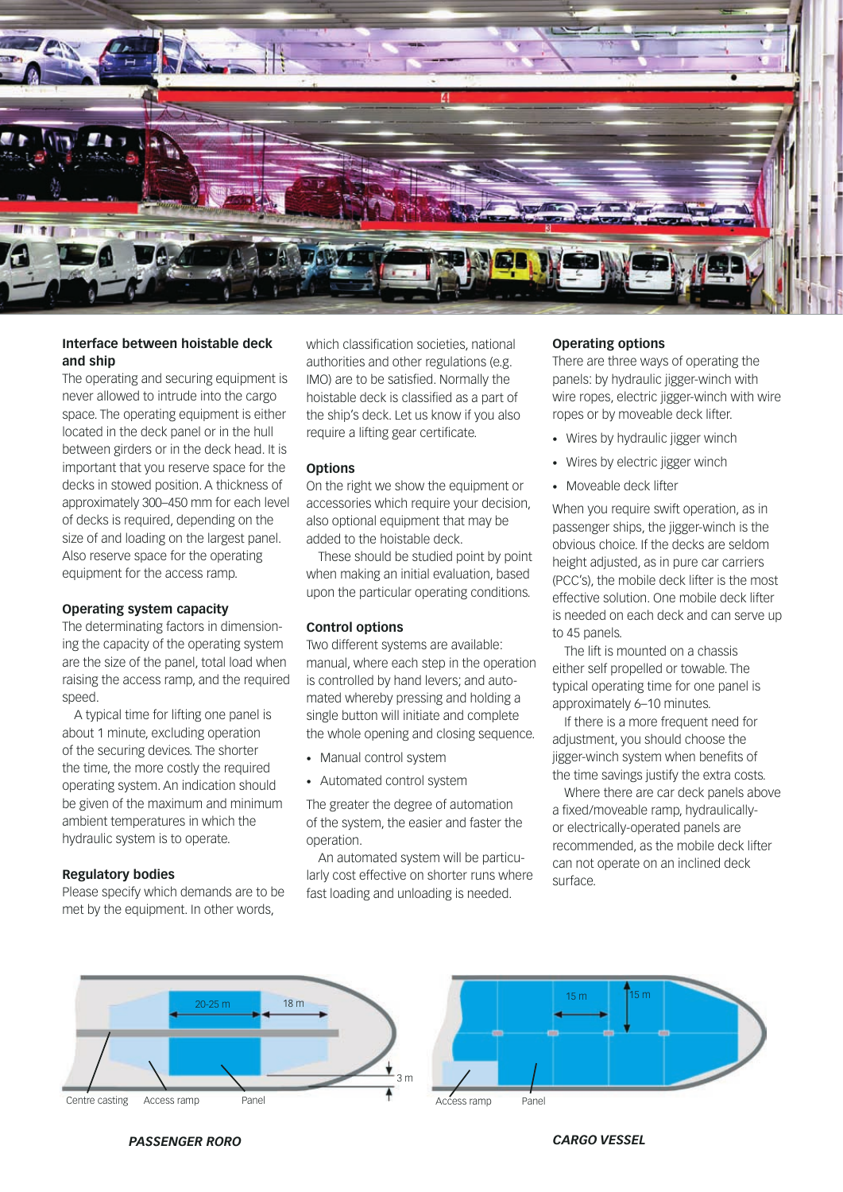### Interface between hoistable deck and ship

The operating and securing equipment is never allowed to intrude into the cargo space. The operating equipment is either located in the deck panel or in the hull between girders or in the deck head. It is important that you reserve space for the decks in stowed position. A thickness of approximately 300–450 mm for each level of decks is required, depending on the size of and loading on the largest panel. Also reserve space for the operating equipment for the access ramp.

### Operating system capacity

The determinating factors in dimensioning the capacity of the operating system are the size of the panel, total load when raising the access ramp, and the required speed.

A typical time for lifting one panel is about 1 minute, excluding operation of the securing devices. The shorter the time, the more costly the required operating system. An indication should be given of the maximum and minimum ambient temperatures in which the hydraulic system is to operate.

### Regulatory bodies

Please specify which demands are to be met by the equipment. In other words, which classification societies, national authorities and other regulations (e.g. IMO) are to be satisfied. Normally the hoistable deck is classified as a part of the ship's deck. Let us know if you also require a lifting gear certificate.

### Options

On the right we show the equipment or accessories which require your decision, also optional equipment that may be added to the hoistable deck.

These should be studied point by point when making an initial evaluation, based upon the particular operating conditions.

### Control options

Two different systems are available: manual, where each step in the operation is controlled by hand levers; and automated whereby pressing and holding a single button will initiate and complete the whole opening and closing sequence.

- Manual control system
- Automated control system

The greater the degree of automation of the system, the easier and faster the operation.

An automated system will be particularly cost effective on shorter runs where fast loading and unloading is needed.

### Operating options

There are three ways of operating the panels: by hydraulic jigger-winch with wire ropes, electric jigger-winch with wire ropes or by moveable deck lifter.

- Wires by hydraulic jigger winch
- Wires by electric jigger winch
- Moveable deck lifter

When you require swift operation, as in passenger ships, the jigger-winch is the obvious choice. If the decks are seldom height adjusted, as in pure car carriers (PCC's), the mobile deck lifter is the most effective solution. One mobile deck lifter is needed on each deck and can serve up to 45 panels.

The lift is mounted on a chassis either self propelled or towable. The typical operating time for one panel is approximately 6–10 minutes.

If there is a more frequent need for adjustment, you should choose the jigger-winch system when benefits of the time savings justify the extra costs.

Where there are car deck panels above a fixed/moveable ramp, hydraulically- or electrically-operated panels are recommended, as the mobile deck lifter can not operate on an inclined deck surface.

20-25 m　18 m　3 m

Centre casting　Access ramp　Panel

*PASSENGER RORO*

15 m　15 m

Access ramp　Panel

*CARGO VESSEL*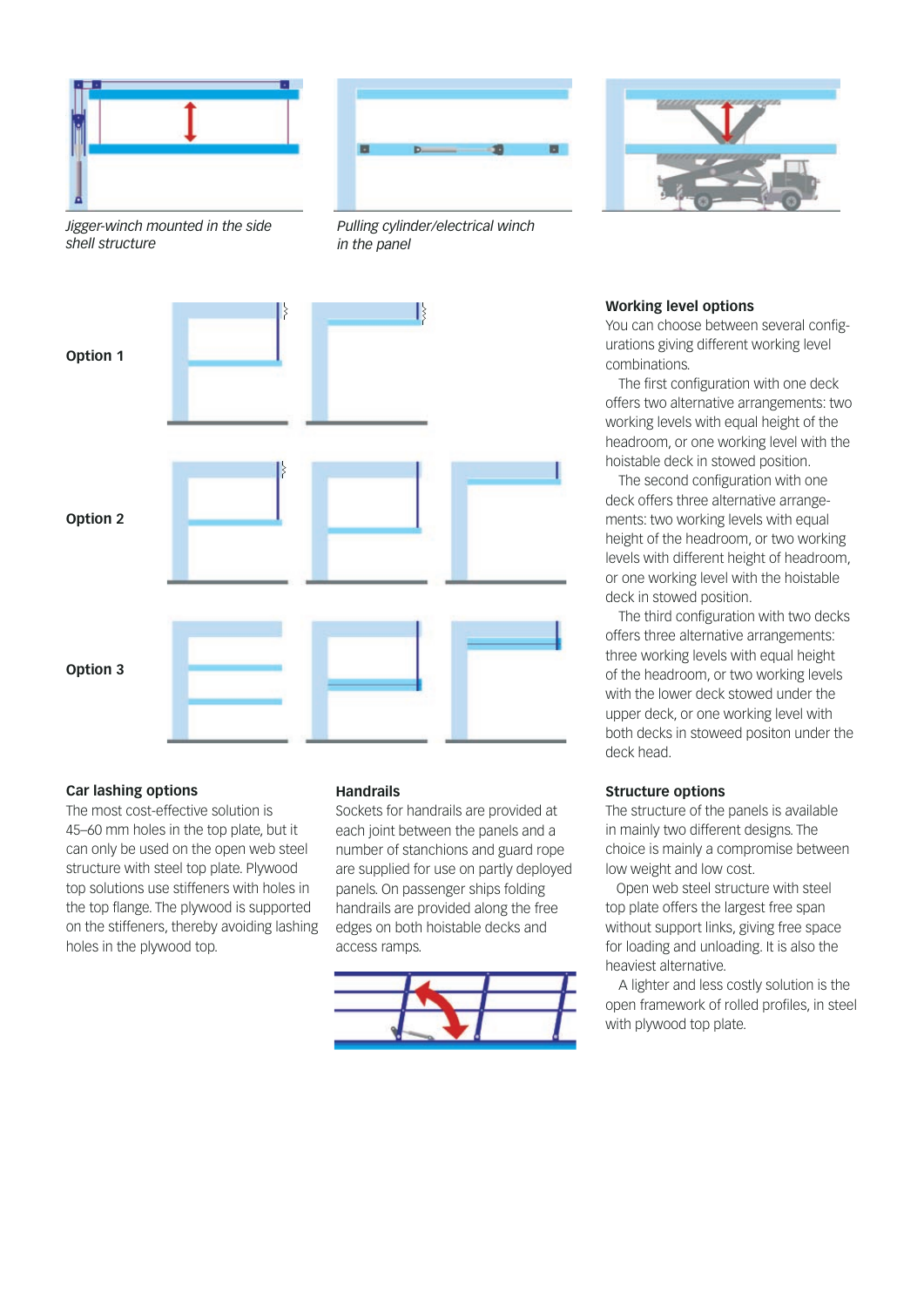*Jigger-winch mounted in the side shell structure*

*Pulling cylinder/electrical winch in the panel*

**Option 1**

**Option 2**

**Option 3**

### Working level options

You can choose between several configurations giving different working level combinations.

The first configuration with one deck offers two alternative arrangements: two working levels with equal height of the headroom, or one working level with the hoistable deck in stowed position.

The second configuration with one deck offers three alternative arrangements: two working levels with equal height of the headroom, or two working levels with different height of headroom, or one working level with the hoistable deck in stowed position.

The third configuration with two decks offers three alternative arrangements: three working levels with equal height of the headroom, or two working levels with the lower deck stowed under the upper deck, or one working level with both decks in stoweed positon under the deck head.

### Car lashing options

The most cost-effective solution is 45–60 mm holes in the top plate, but it can only be used on the open web steel structure with steel top plate. Plywood top solutions use stiffeners with holes in the top flange. The plywood is supported on the stiffeners, thereby avoiding lashing holes in the plywood top.

### Handrails

Sockets for handrails are provided at each joint between the panels and a number of stanchions and guard rope are supplied for use on partly deployed panels. On passenger ships folding handrails are provided along the free edges on both hoistable decks and access ramps.

### Structure options

The structure of the panels is available in mainly two different designs. The choice is mainly a compromise between low weight and low cost.

Open web steel structure with steel top plate offers the largest free span without support links, giving free space for loading and unloading. It is also the heaviest alternative.

A lighter and less costly solution is the open framework of rolled profiles, in steel with plywood top plate.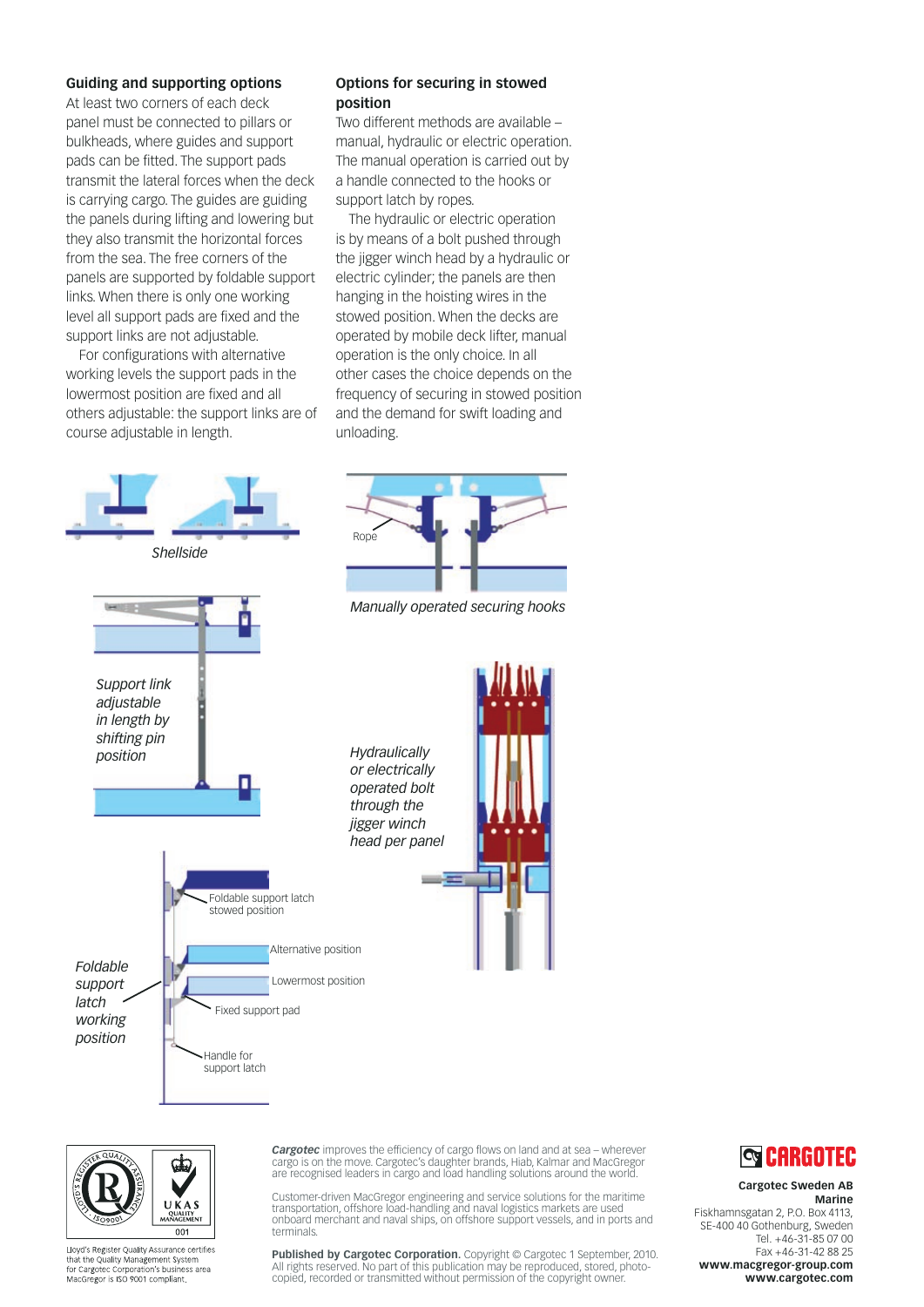## Guiding and supporting options

At least two corners of each deck panel must be connected to pillars or bulkheads, where guides and support pads can be fitted. The support pads transmit the lateral forces when the deck is carrying cargo. The guides are guiding the panels during lifting and lowering but they also transmit the horizontal forces from the sea. The free corners of the panels are supported by foldable support links. When there is only one working level all support pads are fixed and the support links are not adjustable.

For configurations with alternative working levels the support pads in the lowermost position are fixed and all others adjustable: the support links are of course adjustable in length.

## Options for securing in stowed position

Two different methods are available – manual, hydraulic or electric operation. The manual operation is carried out by a handle connected to the hooks or support latch by ropes.

The hydraulic or electric operation is by means of a bolt pushed through the jigger winch head by a hydraulic or electric cylinder; the panels are then hanging in the hoisting wires in the stowed position. When the decks are operated by mobile deck lifter, manual operation is the only choice. In all other cases the choice depends on the frequency of securing in stowed position and the demand for swift loading and unloading.

*Shellside*

Rope

*Manually operated securing hooks*

*Support link adjustable in length by shifting pin position*

*Hydraulically or electrically operated bolt through the jigger winch head per panel*

Foldable support latch stowed position

Alternative position

Lowermost position

Fixed support pad

Handle for support latch

*Foldable support latch working position*

UKAS QUALITY MANAGEMENT 001

Lloyd's Register Quality Assurance certifies that the Quality Management System for Cargotec Corporation's business area MacGregor is ISO 9001 compliant.

***Cargotec*** improves the efficiency of cargo flows on land and at sea – wherever cargo is on the move. Cargotec's daughter brands, Hiab, Kalmar and MacGregor are recognised leaders in cargo and load handling solutions around the world.

Customer-driven MacGregor engineering and service solutions for the maritime transportation, offshore load-handling and naval logistics markets are used onboard merchant and naval ships, on offshore support vessels, and in ports and terminals.

**Published by Cargotec Corporation.** Copyright © Cargotec 1 September, 2010. All rights reserved. No part of this publication may be reproduced, stored, photocopied, recorded or transmitted without permission of the copyright owner.

CARGOTEC

**Cargotec Sweden AB**
**Marine**
Fiskhamnsgatan 2, P.O. Box 4113,
SE-400 40 Gothenburg, Sweden
Tel. +46-31-85 07 00
Fax +46-31-42 88 25
**www.macgregor-group.com**
**www.cargotec.com**